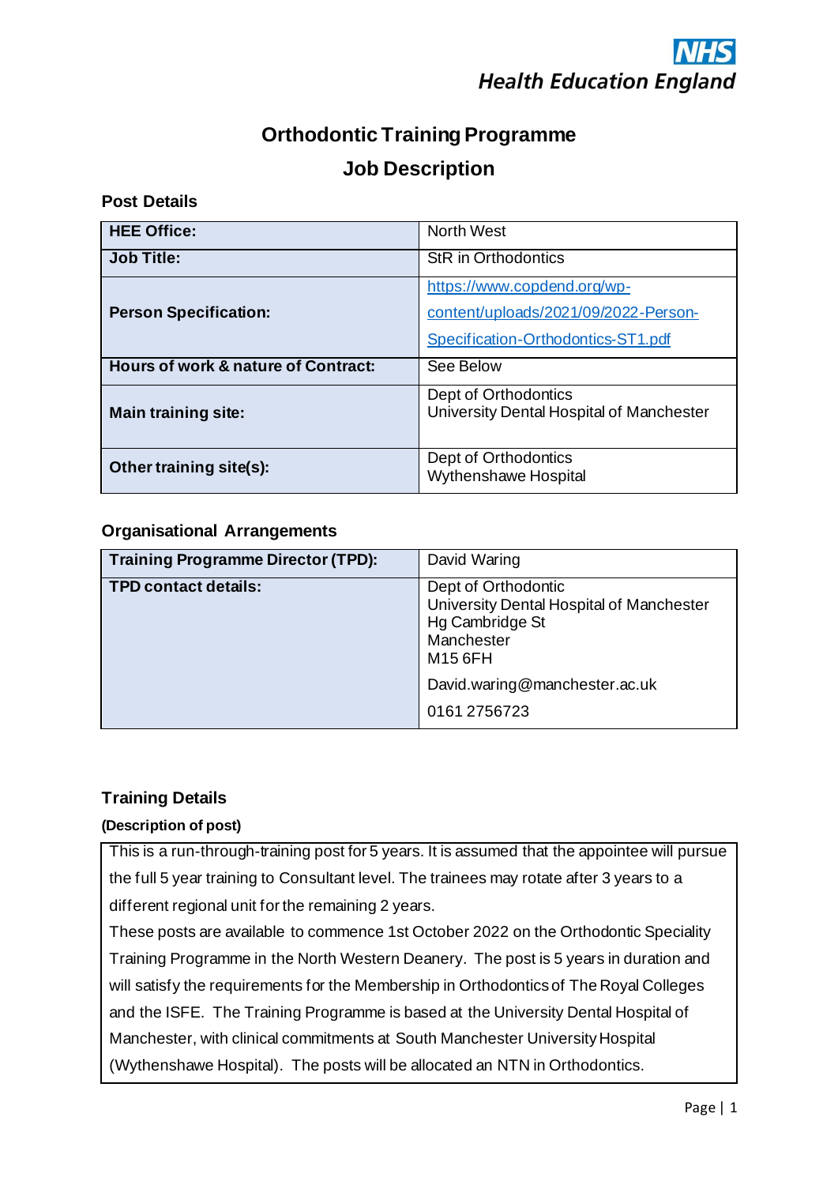NHS
Health Education England

# Orthodontic Training Programme

## Job Description

### Post Details

| | |
|---|---|
| **HEE Office:** | North West |
| **Job Title:** | StR in Orthodontics |
| **Person Specification:** | https://www.copdend.org/wp-content/uploads/2021/09/2022-Person-Specification-Orthodontics-ST1.pdf |
| **Hours of work & nature of Contract:** | See Below |
| **Main training site:** | Dept of Orthodontics<br>University Dental Hospital of Manchester |
| **Other training site(s):** | Dept of Orthodontics<br>Wythenshawe Hospital |

### Organisational Arrangements

| | |
|---|---|
| **Training Programme Director (TPD):** | David Waring |
| **TPD contact details:** | Dept of Orthodontic<br>University Dental Hospital of Manchester<br>Hg Cambridge St<br>Manchester<br>M15 6FH<br>David.waring@manchester.ac.uk<br>0161 2756723 |

### Training Details

**(Description of post)**

This is a run-through-training post for 5 years. It is assumed that the appointee will pursue the full 5 year training to Consultant level. The trainees may rotate after 3 years to a different regional unit for the remaining 2 years.

These posts are available to commence 1st October 2022 on the Orthodontic Speciality Training Programme in the North Western Deanery. The post is 5 years in duration and will satisfy the requirements for the Membership in Orthodontics of The Royal Colleges and the ISFE. The Training Programme is based at the University Dental Hospital of Manchester, with clinical commitments at South Manchester University Hospital (Wythenshawe Hospital). The posts will be allocated an NTN in Orthodontics.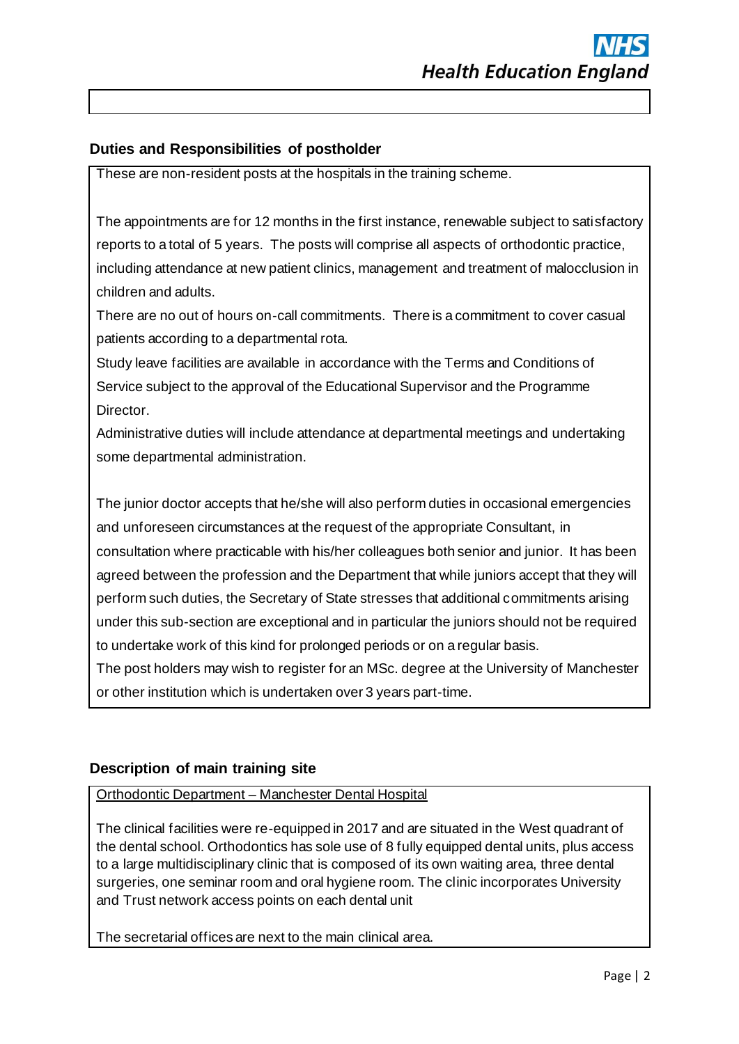## Duties and Responsibilities of postholder

These are non-resident posts at the hospitals in the training scheme.

The appointments are for 12 months in the first instance, renewable subject to satisfactory reports to a total of 5 years. The posts will comprise all aspects of orthodontic practice, including attendance at new patient clinics, management and treatment of malocclusion in children and adults.

There are no out of hours on-call commitments. There is a commitment to cover casual patients according to a departmental rota.

Study leave facilities are available in accordance with the Terms and Conditions of Service subject to the approval of the Educational Supervisor and the Programme Director.

Administrative duties will include attendance at departmental meetings and undertaking some departmental administration.

The junior doctor accepts that he/she will also perform duties in occasional emergencies and unforeseen circumstances at the request of the appropriate Consultant, in consultation where practicable with his/her colleagues both senior and junior. It has been agreed between the profession and the Department that while juniors accept that they will perform such duties, the Secretary of State stresses that additional commitments arising under this sub-section are exceptional and in particular the juniors should not be required to undertake work of this kind for prolonged periods or on a regular basis.

The post holders may wish to register for an MSc. degree at the University of Manchester or other institution which is undertaken over 3 years part-time.

## Description of main training site

Orthodontic Department – Manchester Dental Hospital

The clinical facilities were re-equipped in 2017 and are situated in the West quadrant of the dental school. Orthodontics has sole use of 8 fully equipped dental units, plus access to a large multidisciplinary clinic that is composed of its own waiting area, three dental surgeries, one seminar room and oral hygiene room. The clinic incorporates University and Trust network access points on each dental unit

The secretarial offices are next to the main clinical area.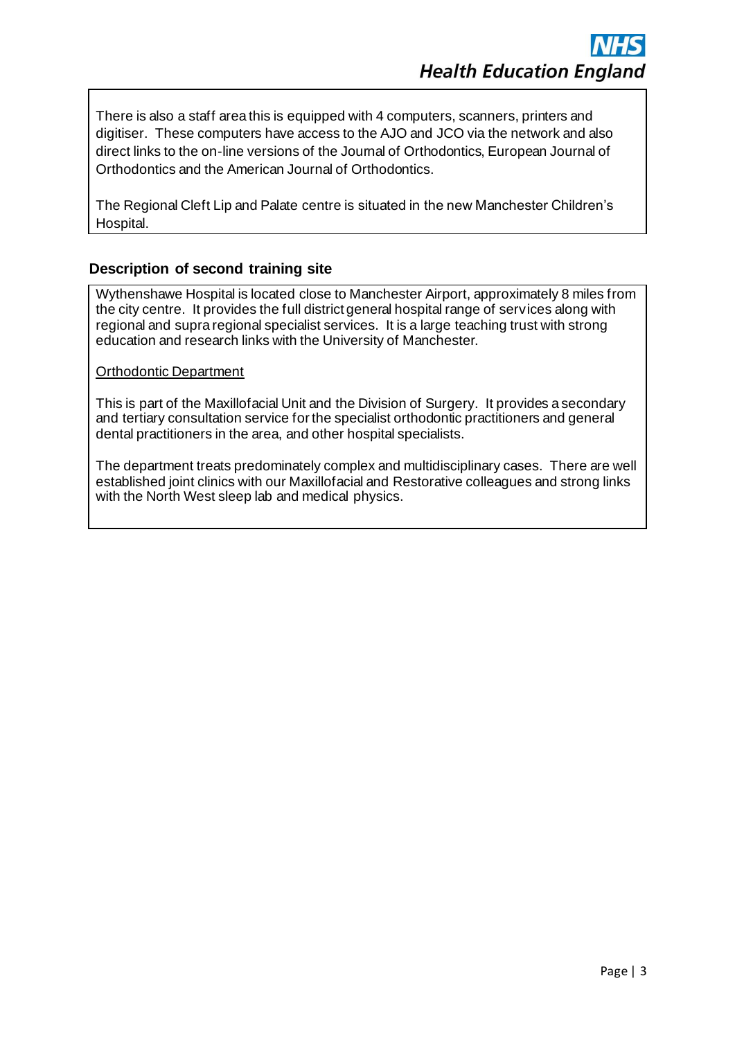There is also a staff area this is equipped with 4 computers, scanners, printers and digitiser. These computers have access to the AJO and JCO via the network and also direct links to the on-line versions of the Journal of Orthodontics, European Journal of Orthodontics and the American Journal of Orthodontics.

The Regional Cleft Lip and Palate centre is situated in the new Manchester Children's Hospital.

### Description of second training site

Wythenshawe Hospital is located close to Manchester Airport, approximately 8 miles from the city centre. It provides the full district general hospital range of services along with regional and supra regional specialist services. It is a large teaching trust with strong education and research links with the University of Manchester.

Orthodontic Department

This is part of the Maxillofacial Unit and the Division of Surgery. It provides a secondary and tertiary consultation service for the specialist orthodontic practitioners and general dental practitioners in the area, and other hospital specialists.

The department treats predominately complex and multidisciplinary cases. There are well established joint clinics with our Maxillofacial and Restorative colleagues and strong links with the North West sleep lab and medical physics.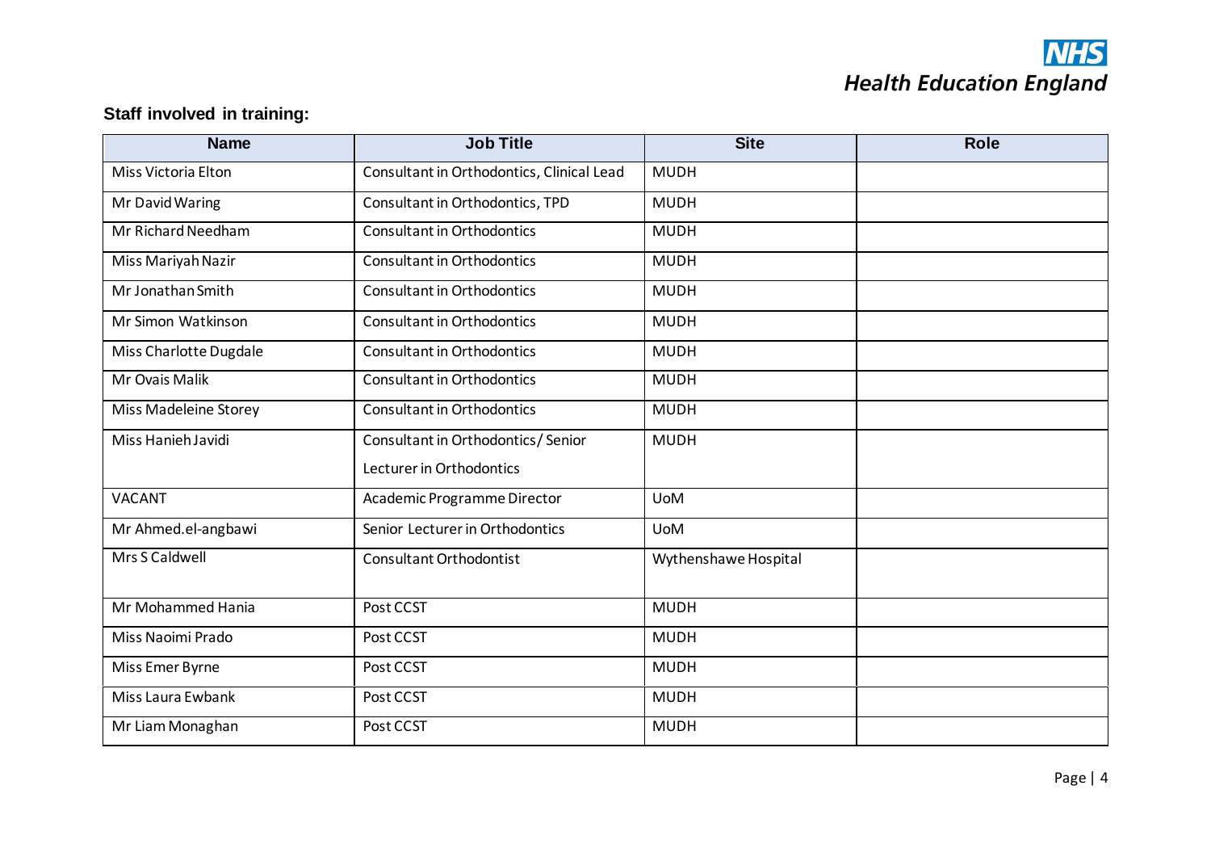**Staff involved in training:**

| Name | Job Title | Site | Role |
|---|---|---|---|
| Miss Victoria Elton | Consultant in Orthodontics, Clinical Lead | MUDH | |
| Mr David Waring | Consultant in Orthodontics, TPD | MUDH | |
| Mr Richard Needham | Consultant in Orthodontics | MUDH | |
| Miss Mariyah Nazir | Consultant in Orthodontics | MUDH | |
| Mr Jonathan Smith | Consultant in Orthodontics | MUDH | |
| Mr Simon Watkinson | Consultant in Orthodontics | MUDH | |
| Miss Charlotte Dugdale | Consultant in Orthodontics | MUDH | |
| Mr Ovais Malik | Consultant in Orthodontics | MUDH | |
| Miss Madeleine Storey | Consultant in Orthodontics | MUDH | |
| Miss Hanieh Javidi | Consultant in Orthodontics/ Senior Lecturer in Orthodontics | MUDH | |
| VACANT | Academic Programme Director | UoM | |
| Mr Ahmed.el-angbawi | Senior Lecturer in Orthodontics | UoM | |
| Mrs S Caldwell | Consultant Orthodontist | Wythenshawe Hospital | |
| Mr Mohammed Hania | Post CCST | MUDH | |
| Miss Naoimi Prado | Post CCST | MUDH | |
| Miss Emer Byrne | Post CCST | MUDH | |
| Miss Laura Ewbank | Post CCST | MUDH | |
| Mr Liam Monaghan | Post CCST | MUDH | |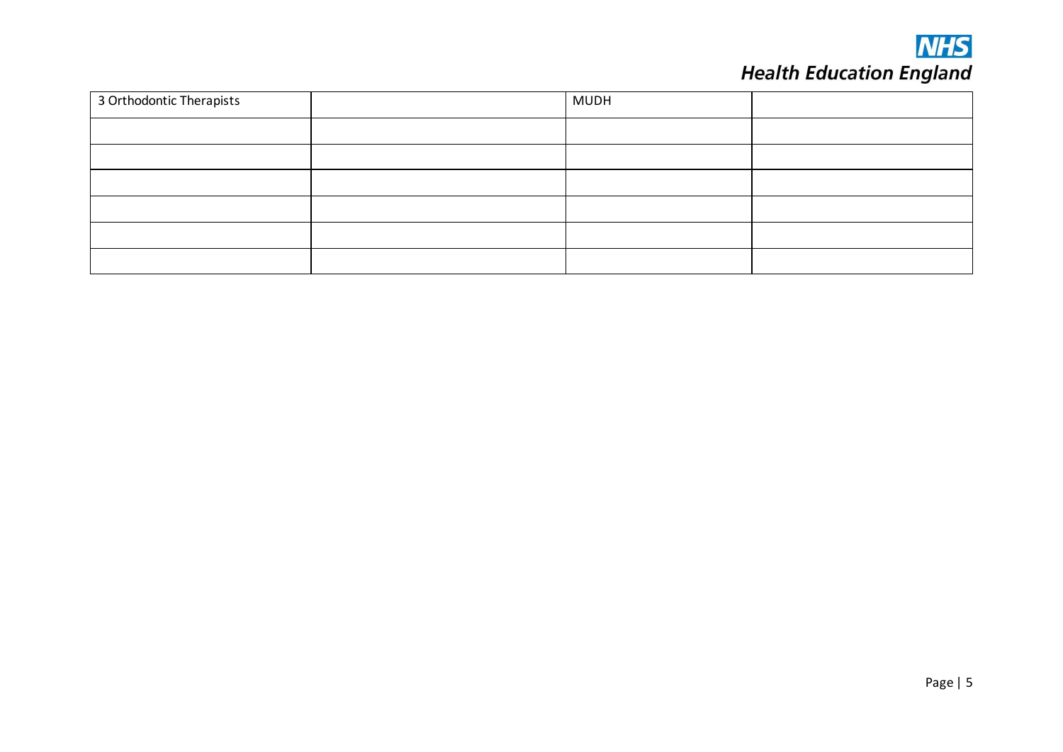| 3 Orthodontic Therapists | | MUDH | |
|---|---|---|---|
| | | | |
| | | | |
| | | | |
| | | | |
| | | | |
| | | | |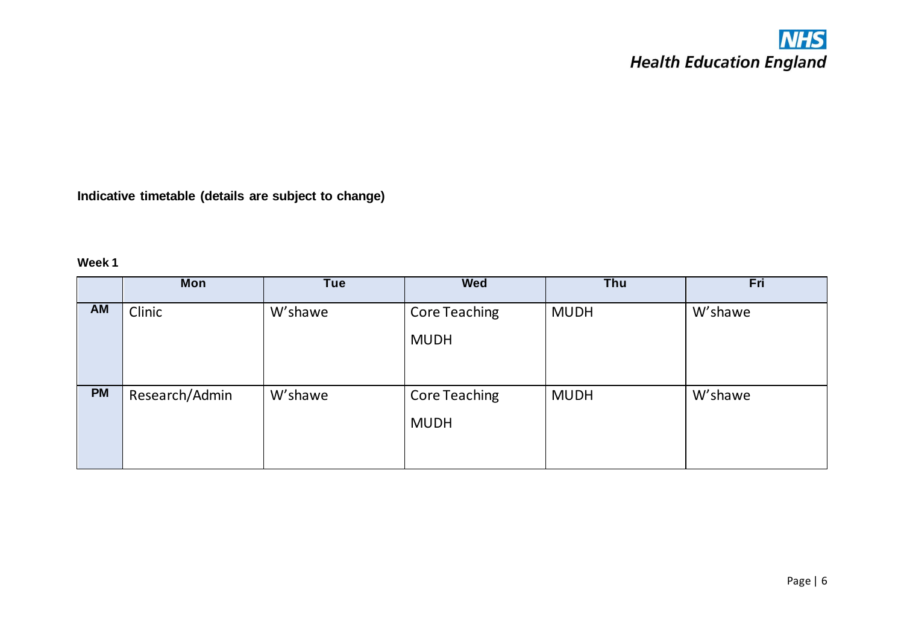**Indicative timetable (details are subject to change)**

**Week 1**

| | Mon | Tue | Wed | Thu | Fri |
|---|---|---|---|---|---|
| **AM** | Clinic | W'shawe | Core Teaching MUDH | MUDH | W'shawe |
| **PM** | Research/Admin | W'shawe | Core Teaching MUDH | MUDH | W'shawe |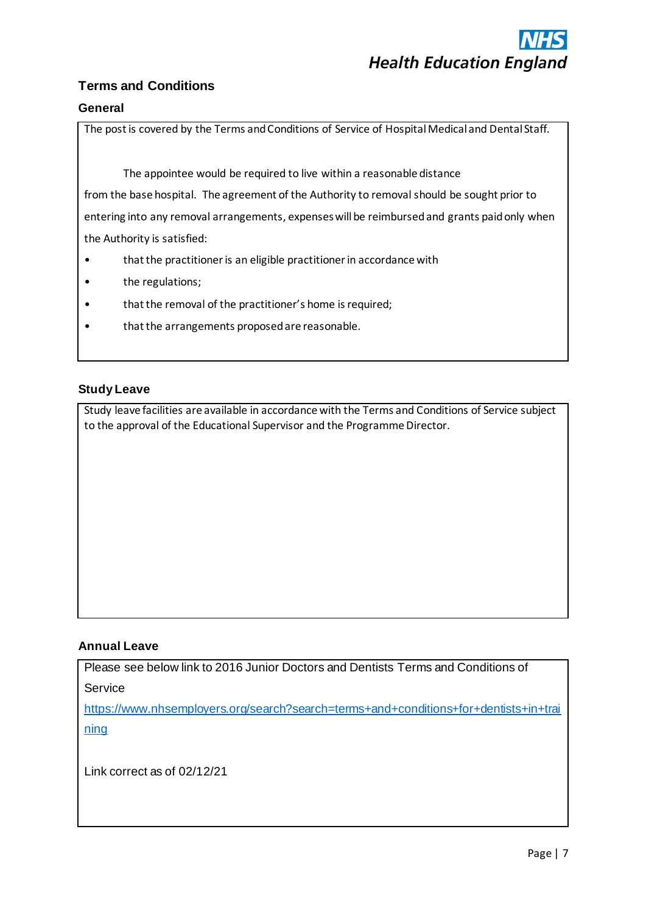## Terms and Conditions

### General

The post is covered by the Terms and Conditions of Service of Hospital Medical and Dental Staff.

The appointee would be required to live within a reasonable distance from the base hospital. The agreement of the Authority to removal should be sought prior to entering into any removal arrangements, expenses will be reimbursed and grants paid only when the Authority is satisfied:

- that the practitioner is an eligible practitioner in accordance with
- the regulations;
- that the removal of the practitioner's home is required;
- that the arrangements proposed are reasonable.

### Study Leave

Study leave facilities are available in accordance with the Terms and Conditions of Service subject to the approval of the Educational Supervisor and the Programme Director.

### Annual Leave

Please see below link to 2016 Junior Doctors and Dentists Terms and Conditions of Service

https://www.nhsemployers.org/search?search=terms+and+conditions+for+dentists+in+training

Link correct as of 02/12/21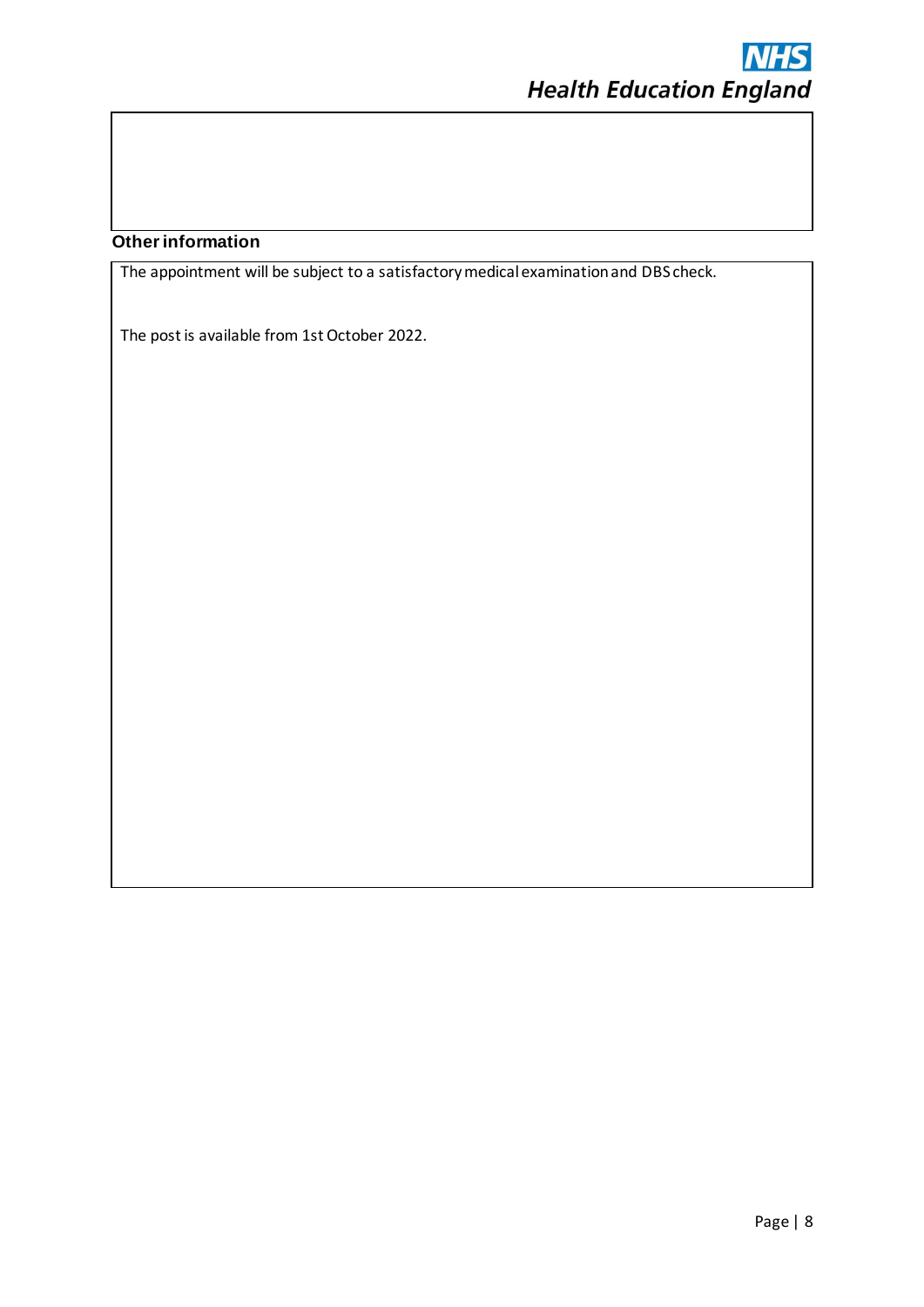## Other information

The appointment will be subject to a satisfactory medical examination and DBS check.

The post is available from 1st October 2022.